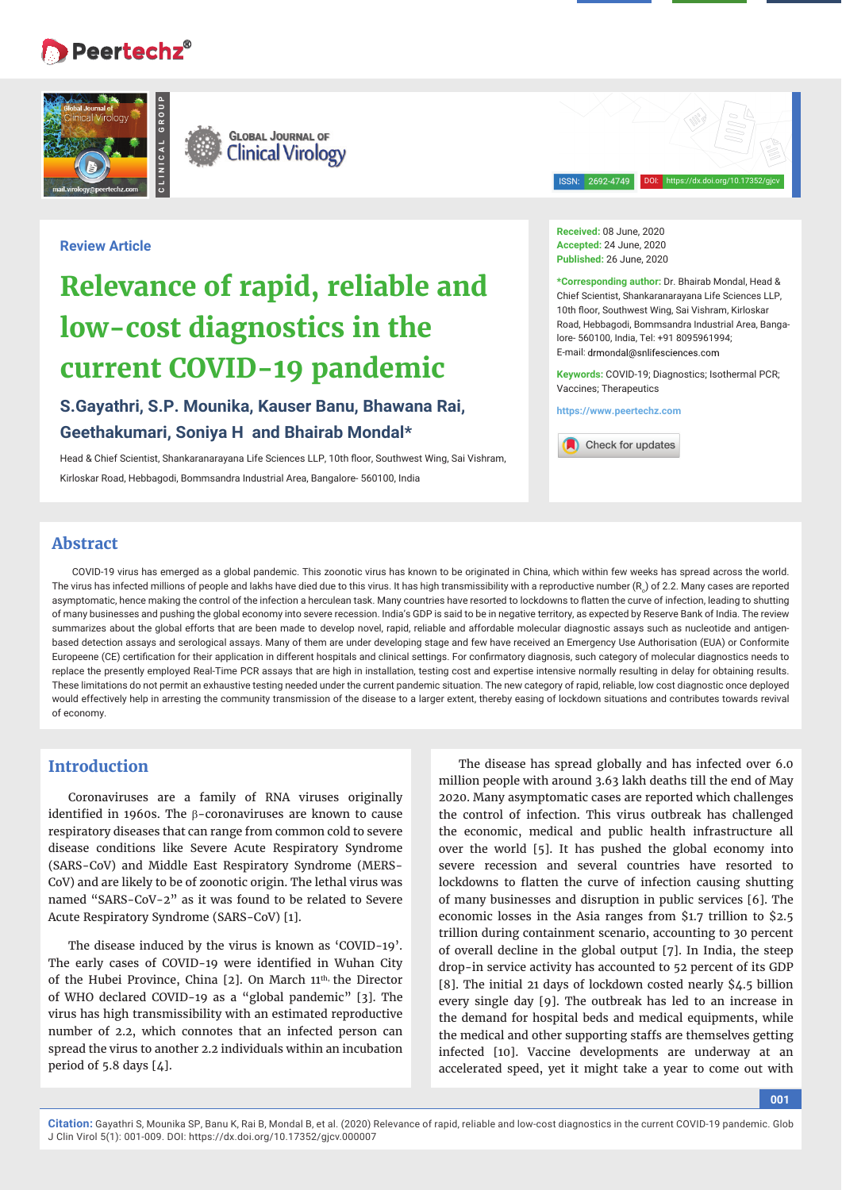Review Article

# Relevance of rapid, reliable and low-cost diagnostics in the current COVID-19 pandemic

**S.Gayathri, S.P. Mounika, Kauser Banu, Bhawana Rai, Geethakumari, Soniya H and Bhairab Mondal***

Head & Chief Scientist, Shankaranarayana Life Sciences LLP, 10th floor, Southwest Wing, Sai Vishram, Kirloskar Road, Hebbagodi, Bommsandra Industrial Area, Bangalore- 560100, India

**Received:** 08 June, 2020
**Accepted:** 24 June, 2020
**Published:** 26 June, 2020

***Corresponding author:** Dr. Bhairab Mondal, Head & Chief Scientist, Shankaranarayana Life Sciences LLP, 10th floor, Southwest Wing, Sai Vishram, Kirloskar Road, Hebbagodi, Bommsandra Industrial Area, Bangalore- 560100, India, Tel: +91 8095961994; E-mail: drmondal@snlifesciences.com

**Keywords:** COVID-19; Diagnostics; Isothermal PCR; Vaccines; Therapeutics

https://www.peertechz.com

## Abstract

COVID-19 virus has emerged as a global pandemic. This zoonotic virus has known to be originated in China, which within few weeks has spread across the world. The virus has infected millions of people and lakhs have died due to this virus. It has high transmissibility with a reproductive number ($R_0$) of 2.2. Many cases are reported asymptomatic, hence making the control of the infection a herculean task. Many countries have resorted to lockdowns to flatten the curve of infection, leading to shutting of many businesses and pushing the global economy into severe recession. India's GDP is said to be in negative territory, as expected by Reserve Bank of India. The review summarizes about the global efforts that are been made to develop novel, rapid, reliable and affordable molecular diagnostic assays such as nucleotide and antigen-based detection assays and serological assays. Many of them are under developing stage and few have received an Emergency Use Authorisation (EUA) or Conformite Europeene (CE) certification for their application in different hospitals and clinical settings. For confirmatory diagnosis, such category of molecular diagnostics needs to replace the presently employed Real-Time PCR assays that are high in installation, testing cost and expertise intensive normally resulting in delay for obtaining results. These limitations do not permit an exhaustive testing needed under the current pandemic situation. The new category of rapid, reliable, low cost diagnostic once deployed would effectively help in arresting the community transmission of the disease to a larger extent, thereby easing of lockdown situations and contributes towards revival of economy.

## Introduction

Coronaviruses are a family of RNA viruses originally identified in 1960s. The β-coronaviruses are known to cause respiratory diseases that can range from common cold to severe disease conditions like Severe Acute Respiratory Syndrome (SARS-CoV) and Middle East Respiratory Syndrome (MERS-CoV) and are likely to be of zoonotic origin. The lethal virus was named "SARS-CoV-2" as it was found to be related to Severe Acute Respiratory Syndrome (SARS-CoV) [1].

The disease induced by the virus is known as 'COVID-19'. The early cases of COVID-19 were identified in Wuhan City of the Hubei Province, China [2]. On March 11th, the Director of WHO declared COVID-19 as a "global pandemic" [3]. The virus has high transmissibility with an estimated reproductive number of 2.2, which connotes that an infected person can spread the virus to another 2.2 individuals within an incubation period of 5.8 days [4].

The disease has spread globally and has infected over 6.0 million people with around 3.63 lakh deaths till the end of May 2020. Many asymptomatic cases are reported which challenges the control of infection. This virus outbreak has challenged the economic, medical and public health infrastructure all over the world [5]. It has pushed the global economy into severe recession and several countries have resorted to lockdowns to flatten the curve of infection causing shutting of many businesses and disruption in public services [6]. The economic losses in the Asia ranges from \$1.7 trillion to \$2.5 trillion during containment scenario, accounting to 30 percent of overall decline in the global output [7]. In India, the steep drop-in service activity has accounted to 52 percent of its GDP [8]. The initial 21 days of lockdown costed nearly \$4.5 billion every single day [9]. The outbreak has led to an increase in the demand for hospital beds and medical equipments, while the medical and other supporting staffs are themselves getting infected [10]. Vaccine developments are underway at an accelerated speed, yet it might take a year to come out with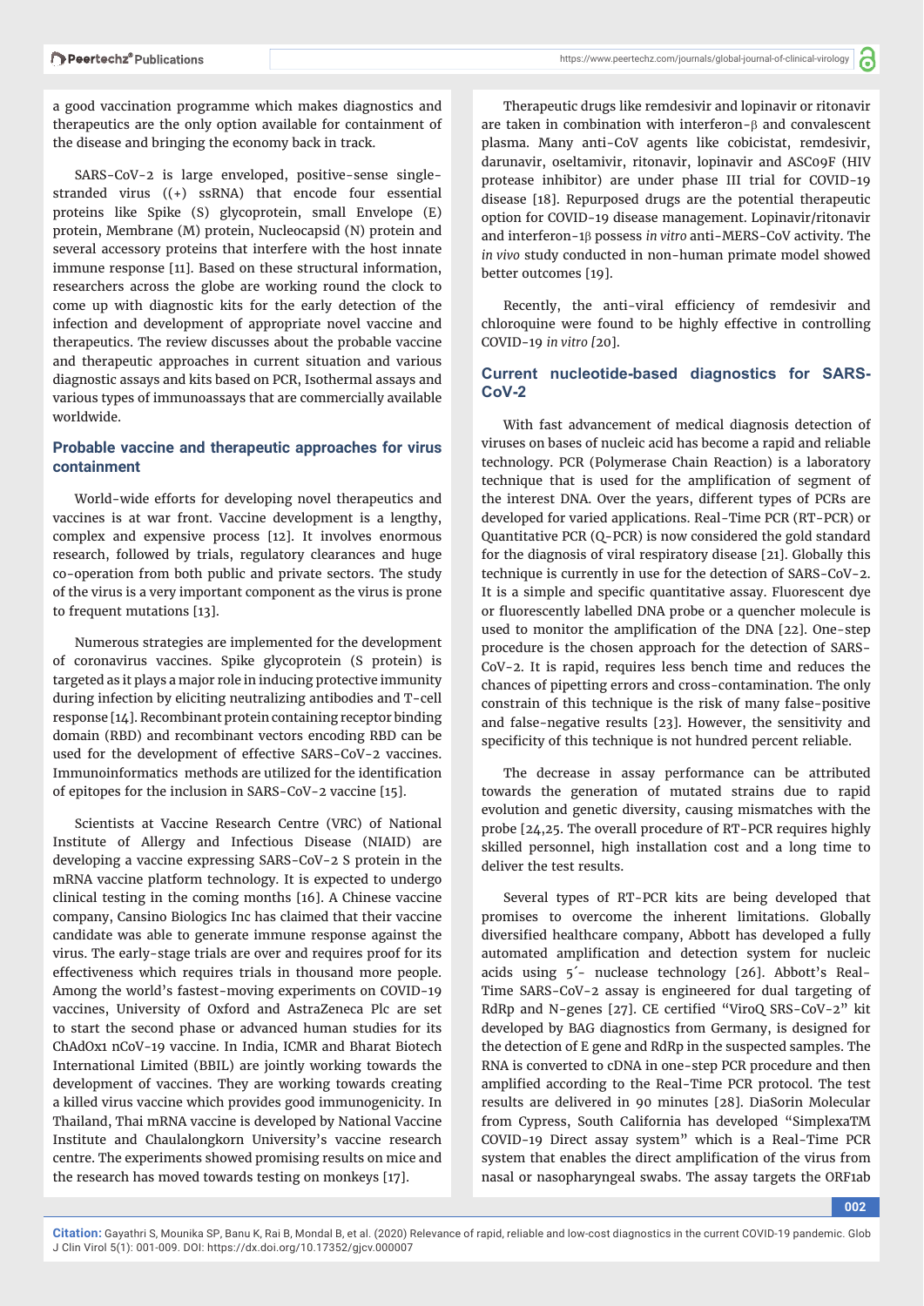a good vaccination programme which makes diagnostics and therapeutics are the only option available for containment of the disease and bringing the economy back in track.

SARS-CoV-2 is large enveloped, positive-sense single-stranded virus ((+) ssRNA) that encode four essential proteins like Spike (S) glycoprotein, small Envelope (E) protein, Membrane (M) protein, Nucleocapsid (N) protein and several accessory proteins that interfere with the host innate immune response [11]. Based on these structural information, researchers across the globe are working round the clock to come up with diagnostic kits for the early detection of the infection and development of appropriate novel vaccine and therapeutics. The review discusses about the probable vaccine and therapeutic approaches in current situation and various diagnostic assays and kits based on PCR, Isothermal assays and various types of immunoassays that are commercially available worldwide.

## Probable vaccine and therapeutic approaches for virus containment

World-wide efforts for developing novel therapeutics and vaccines is at war front. Vaccine development is a lengthy, complex and expensive process [12]. It involves enormous research, followed by trials, regulatory clearances and huge co-operation from both public and private sectors. The study of the virus is a very important component as the virus is prone to frequent mutations [13].

Numerous strategies are implemented for the development of coronavirus vaccines. Spike glycoprotein (S protein) is targeted as it plays a major role in inducing protective immunity during infection by eliciting neutralizing antibodies and T-cell response [14]. Recombinant protein containing receptor binding domain (RBD) and recombinant vectors encoding RBD can be used for the development of effective SARS-CoV-2 vaccines. Immunoinformatics methods are utilized for the identification of epitopes for the inclusion in SARS-CoV-2 vaccine [15].

Scientists at Vaccine Research Centre (VRC) of National Institute of Allergy and Infectious Disease (NIAID) are developing a vaccine expressing SARS-CoV-2 S protein in the mRNA vaccine platform technology. It is expected to undergo clinical testing in the coming months [16]. A Chinese vaccine company, Cansino Biologics Inc has claimed that their vaccine candidate was able to generate immune response against the virus. The early-stage trials are over and requires proof for its effectiveness which requires trials in thousand more people. Among the world's fastest-moving experiments on COVID-19 vaccines, University of Oxford and AstraZeneca Plc are set to start the second phase or advanced human studies for its ChAdOx1 nCoV-19 vaccine. In India, ICMR and Bharat Biotech International Limited (BBIL) are jointly working towards the development of vaccines. They are working towards creating a killed virus vaccine which provides good immunogenicity. In Thailand, Thai mRNA vaccine is developed by National Vaccine Institute and Chaulalongkorn University's vaccine research centre. The experiments showed promising results on mice and the research has moved towards testing on monkeys [17].

Therapeutic drugs like remdesivir and lopinavir or ritonavir are taken in combination with interferon-β and convalescent plasma. Many anti-CoV agents like cobicistat, remdesivir, darunavir, oseltamivir, ritonavir, lopinavir and ASC09F (HIV protease inhibitor) are under phase III trial for COVID-19 disease [18]. Repurposed drugs are the potential therapeutic option for COVID-19 disease management. Lopinavir/ritonavir and interferon-1β possess *in vitro* anti-MERS-CoV activity. The *in vivo* study conducted in non-human primate model showed better outcomes [19].

Recently, the anti-viral efficiency of remdesivir and chloroquine were found to be highly effective in controlling COVID-19 *in vitro [*20].

## Current nucleotide-based diagnostics for SARS-CoV-2

With fast advancement of medical diagnosis detection of viruses on bases of nucleic acid has become a rapid and reliable technology. PCR (Polymerase Chain Reaction) is a laboratory technique that is used for the amplification of segment of the interest DNA. Over the years, different types of PCRs are developed for varied applications. Real-Time PCR (RT-PCR) or Quantitative PCR (Q-PCR) is now considered the gold standard for the diagnosis of viral respiratory disease [21]. Globally this technique is currently in use for the detection of SARS-CoV-2. It is a simple and specific quantitative assay. Fluorescent dye or fluorescently labelled DNA probe or a quencher molecule is used to monitor the amplification of the DNA [22]. One-step procedure is the chosen approach for the detection of SARS-CoV-2. It is rapid, requires less bench time and reduces the chances of pipetting errors and cross-contamination. The only constrain of this technique is the risk of many false-positive and false-negative results [23]. However, the sensitivity and specificity of this technique is not hundred percent reliable.

The decrease in assay performance can be attributed towards the generation of mutated strains due to rapid evolution and genetic diversity, causing mismatches with the probe [24,25. The overall procedure of RT-PCR requires highly skilled personnel, high installation cost and a long time to deliver the test results.

Several types of RT-PCR kits are being developed that promises to overcome the inherent limitations. Globally diversified healthcare company, Abbott has developed a fully automated amplification and detection system for nucleic acids using 5´- nuclease technology [26]. Abbott's Real-Time SARS-CoV-2 assay is engineered for dual targeting of RdRp and N-genes [27]. CE certified "ViroQ SRS-CoV-2" kit developed by BAG diagnostics from Germany, is designed for the detection of E gene and RdRp in the suspected samples. The RNA is converted to cDNA in one-step PCR procedure and then amplified according to the Real-Time PCR protocol. The test results are delivered in 90 minutes [28]. DiaSorin Molecular from Cypress, South California has developed "SimplexaTM COVID-19 Direct assay system" which is a Real-Time PCR system that enables the direct amplification of the virus from nasal or nasopharyngeal swabs. The assay targets the ORF1ab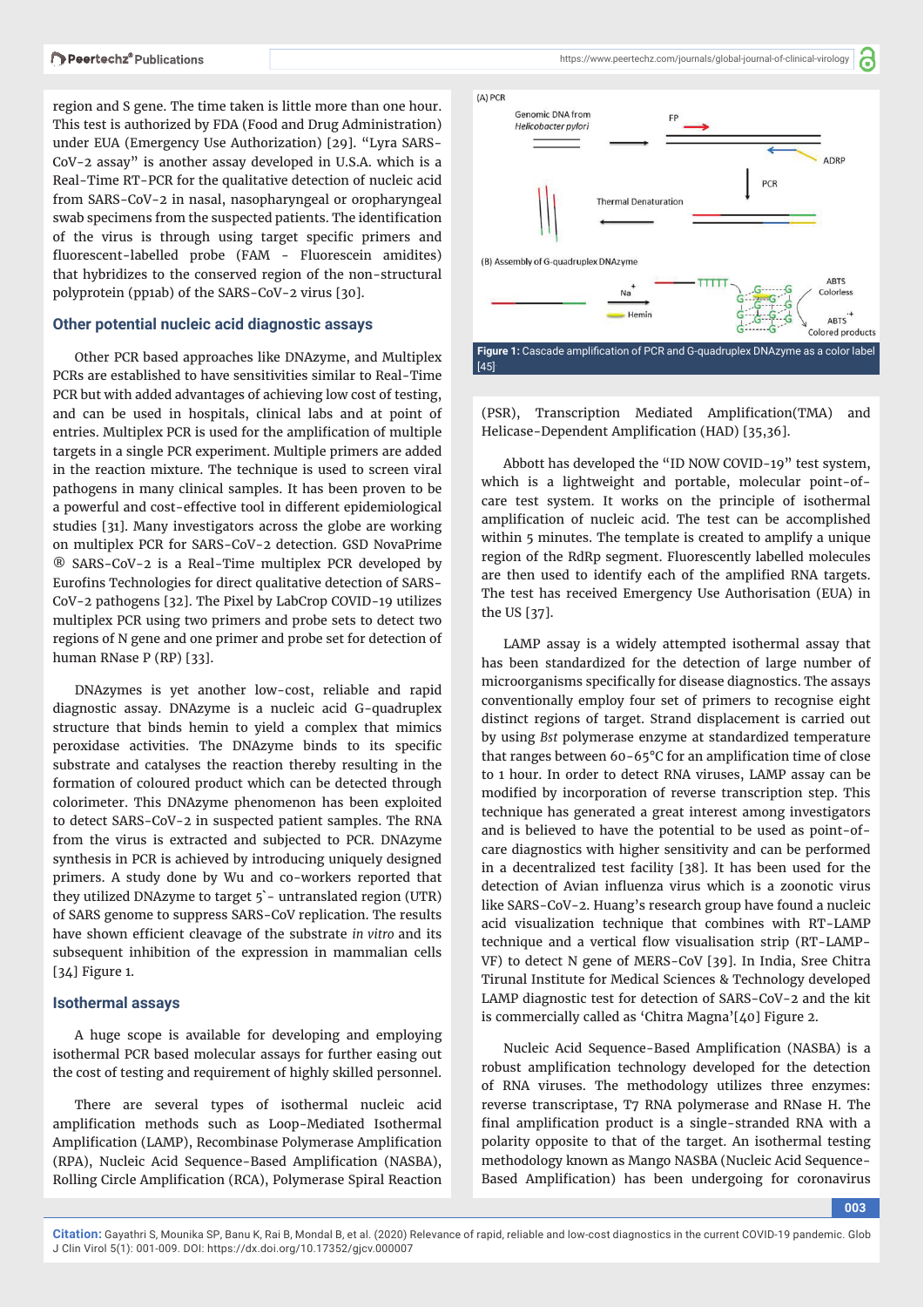region and S gene. The time taken is little more than one hour. This test is authorized by FDA (Food and Drug Administration) under EUA (Emergency Use Authorization) [29]. "Lyra SARS-CoV-2 assay" is another assay developed in U.S.A. which is a Real-Time RT-PCR for the qualitative detection of nucleic acid from SARS-CoV-2 in nasal, nasopharyngeal or oropharyngeal swab specimens from the suspected patients. The identification of the virus is through using target specific primers and fluorescent-labelled probe (FAM - Fluorescein amidites) that hybridizes to the conserved region of the non-structural polyprotein (pp1ab) of the SARS-CoV-2 virus [30].

### Other potential nucleic acid diagnostic assays

Other PCR based approaches like DNAzyme, and Multiplex PCRs are established to have sensitivities similar to Real-Time PCR but with added advantages of achieving low cost of testing, and can be used in hospitals, clinical labs and at point of entries. Multiplex PCR is used for the amplification of multiple targets in a single PCR experiment. Multiple primers are added in the reaction mixture. The technique is used to screen viral pathogens in many clinical samples. It has been proven to be a powerful and cost-effective tool in different epidemiological studies [31]. Many investigators across the globe are working on multiplex PCR for SARS-CoV-2 detection. GSD NovaPrime ® SARS-CoV-2 is a Real-Time multiplex PCR developed by Eurofins Technologies for direct qualitative detection of SARS-CoV-2 pathogens [32]. The Pixel by LabCrop COVID-19 utilizes multiplex PCR using two primers and probe sets to detect two regions of N gene and one primer and probe set for detection of human RNase P (RP) [33].

DNAzymes is yet another low-cost, reliable and rapid diagnostic assay. DNAzyme is a nucleic acid G-quadruplex structure that binds hemin to yield a complex that mimics peroxidase activities. The DNAzyme binds to its specific substrate and catalyses the reaction thereby resulting in the formation of coloured product which can be detected through colorimeter. This DNAzyme phenomenon has been exploited to detect SARS-CoV-2 in suspected patient samples. The RNA from the virus is extracted and subjected to PCR. DNAzyme synthesis in PCR is achieved by introducing uniquely designed primers. A study done by Wu and co-workers reported that they utilized DNAzyme to target 5`- untranslated region (UTR) of SARS genome to suppress SARS-CoV replication. The results have shown efficient cleavage of the substrate *in vitro* and its subsequent inhibition of the expression in mammalian cells [34] Figure 1.

Figure 1: Cascade amplification of PCR and G-quadruplex DNAzyme as a color label [45]

### Isothermal assays

A huge scope is available for developing and employing isothermal PCR based molecular assays for further easing out the cost of testing and requirement of highly skilled personnel.

There are several types of isothermal nucleic acid amplification methods such as Loop-Mediated Isothermal Amplification (LAMP), Recombinase Polymerase Amplification (RPA), Nucleic Acid Sequence-Based Amplification (NASBA), Rolling Circle Amplification (RCA), Polymerase Spiral Reaction (PSR), Transcription Mediated Amplification(TMA) and Helicase-Dependent Amplification (HAD) [35,36].

Abbott has developed the "ID NOW COVID-19" test system, which is a lightweight and portable, molecular point-of-care test system. It works on the principle of isothermal amplification of nucleic acid. The test can be accomplished within 5 minutes. The template is created to amplify a unique region of the RdRp segment. Fluorescently labelled molecules are then used to identify each of the amplified RNA targets. The test has received Emergency Use Authorisation (EUA) in the US [37].

LAMP assay is a widely attempted isothermal assay that has been standardized for the detection of large number of microorganisms specifically for disease diagnostics. The assays conventionally employ four set of primers to recognise eight distinct regions of target. Strand displacement is carried out by using *Bst* polymerase enzyme at standardized temperature that ranges between 60-65°C for an amplification time of close to 1 hour. In order to detect RNA viruses, LAMP assay can be modified by incorporation of reverse transcription step. This technique has generated a great interest among investigators and is believed to have the potential to be used as point-of-care diagnostics with higher sensitivity and can be performed in a decentralized test facility [38]. It has been used for the detection of Avian influenza virus which is a zoonotic virus like SARS-CoV-2. Huang's research group have found a nucleic acid visualization technique that combines with RT-LAMP technique and a vertical flow visualisation strip (RT-LAMP-VF) to detect N gene of MERS-CoV [39]. In India, Sree Chitra Tirunal Institute for Medical Sciences & Technology developed LAMP diagnostic test for detection of SARS-CoV-2 and the kit is commercially called as 'Chitra Magna'[40] Figure 2.

Nucleic Acid Sequence-Based Amplification (NASBA) is a robust amplification technology developed for the detection of RNA viruses. The methodology utilizes three enzymes: reverse transcriptase, T7 RNA polymerase and RNase H. The final amplification product is a single-stranded RNA with a polarity opposite to that of the target. An isothermal testing methodology known as Mango NASBA (Nucleic Acid Sequence-Based Amplification) has been undergoing for coronavirus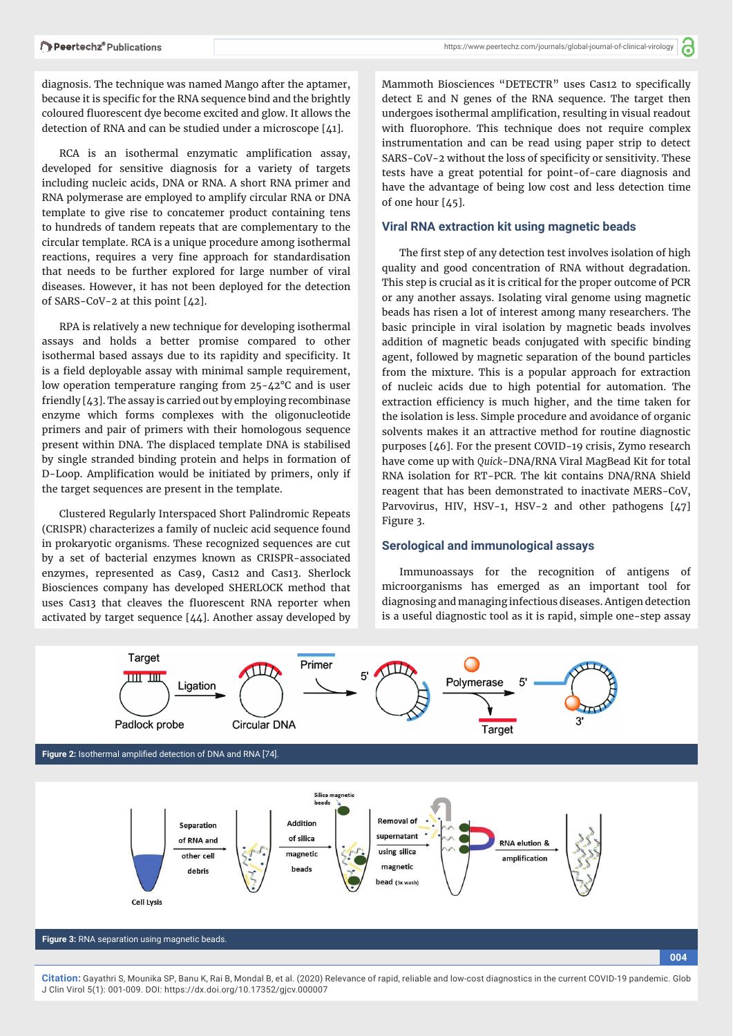diagnosis. The technique was named Mango after the aptamer, because it is specific for the RNA sequence bind and the brightly coloured fluorescent dye become excited and glow. It allows the detection of RNA and can be studied under a microscope [41].

RCA is an isothermal enzymatic amplification assay, developed for sensitive diagnosis for a variety of targets including nucleic acids, DNA or RNA. A short RNA primer and RNA polymerase are employed to amplify circular RNA or DNA template to give rise to concatemer product containing tens to hundreds of tandem repeats that are complementary to the circular template. RCA is a unique procedure among isothermal reactions, requires a very fine approach for standardisation that needs to be further explored for large number of viral diseases. However, it has not been deployed for the detection of SARS-CoV-2 at this point [42].

RPA is relatively a new technique for developing isothermal assays and holds a better promise compared to other isothermal based assays due to its rapidity and specificity. It is a field deployable assay with minimal sample requirement, low operation temperature ranging from 25-42°C and is user friendly [43]. The assay is carried out by employing recombinase enzyme which forms complexes with the oligonucleotide primers and pair of primers with their homologous sequence present within DNA. The displaced template DNA is stabilised by single stranded binding protein and helps in formation of D-Loop. Amplification would be initiated by primers, only if the target sequences are present in the template.

Clustered Regularly Interspaced Short Palindromic Repeats (CRISPR) characterizes a family of nucleic acid sequence found in prokaryotic organisms. These recognized sequences are cut by a set of bacterial enzymes known as CRISPR-associated enzymes, represented as Cas9, Cas12 and Cas13. Sherlock Biosciences company has developed SHERLOCK method that uses Cas13 that cleaves the fluorescent RNA reporter when activated by target sequence [44]. Another assay developed by Mammoth Biosciences "DETECTR" uses Cas12 to specifically detect E and N genes of the RNA sequence. The target then undergoes isothermal amplification, resulting in visual readout with fluorophore. This technique does not require complex instrumentation and can be read using paper strip to detect SARS-CoV-2 without the loss of specificity or sensitivity. These tests have a great potential for point-of-care diagnosis and have the advantage of being low cost and less detection time of one hour [45].

## Viral RNA extraction kit using magnetic beads

The first step of any detection test involves isolation of high quality and good concentration of RNA without degradation. This step is crucial as it is critical for the proper outcome of PCR or any another assays. Isolating viral genome using magnetic beads has risen a lot of interest among many researchers. The basic principle in viral isolation by magnetic beads involves addition of magnetic beads conjugated with specific binding agent, followed by magnetic separation of the bound particles from the mixture. This is a popular approach for extraction of nucleic acids due to high potential for automation. The extraction efficiency is much higher, and the time taken for the isolation is less. Simple procedure and avoidance of organic solvents makes it an attractive method for routine diagnostic purposes [46]. For the present COVID-19 crisis, Zymo research have come up with *Quick*-DNA/RNA Viral MagBead Kit for total RNA isolation for RT-PCR. The kit contains DNA/RNA Shield reagent that has been demonstrated to inactivate MERS-CoV, Parvovirus, HIV, HSV-1, HSV-2 and other pathogens [47] Figure 3.

## Serological and immunological assays

Immunoassays for the recognition of antigens of microorganisms has emerged as an important tool for diagnosing and managing infectious diseases. Antigen detection is a useful diagnostic tool as it is rapid, simple one-step assay

**Figure 2:** Isothermal amplified detection of DNA and RNA [74].

**Figure 3:** RNA separation using magnetic beads.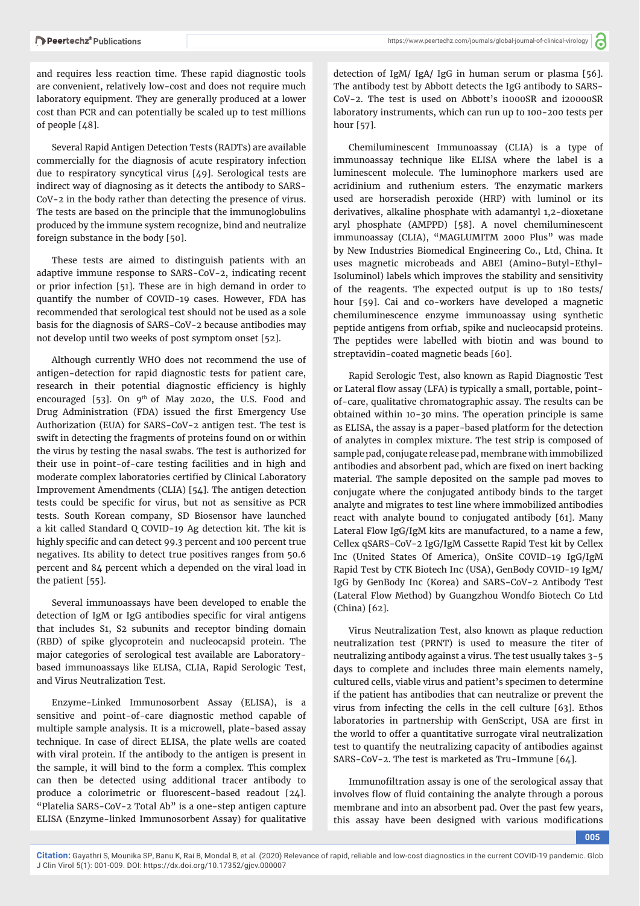and requires less reaction time. These rapid diagnostic tools are convenient, relatively low-cost and does not require much laboratory equipment. They are generally produced at a lower cost than PCR and can potentially be scaled up to test millions of people [48].

Several Rapid Antigen Detection Tests (RADTs) are available commercially for the diagnosis of acute respiratory infection due to respiratory syncytical virus [49]. Serological tests are indirect way of diagnosing as it detects the antibody to SARS-CoV-2 in the body rather than detecting the presence of virus. The tests are based on the principle that the immunoglobulins produced by the immune system recognize, bind and neutralize foreign substance in the body [50].

These tests are aimed to distinguish patients with an adaptive immune response to SARS-CoV-2, indicating recent or prior infection [51]. These are in high demand in order to quantify the number of COVID-19 cases. However, FDA has recommended that serological test should not be used as a sole basis for the diagnosis of SARS-CoV-2 because antibodies may not develop until two weeks of post symptom onset [52].

Although currently WHO does not recommend the use of antigen-detection for rapid diagnostic tests for patient care, research in their potential diagnostic efficiency is highly encouraged [53]. On 9th of May 2020, the U.S. Food and Drug Administration (FDA) issued the first Emergency Use Authorization (EUA) for SARS-CoV-2 antigen test. The test is swift in detecting the fragments of proteins found on or within the virus by testing the nasal swabs. The test is authorized for their use in point-of-care testing facilities and in high and moderate complex laboratories certified by Clinical Laboratory Improvement Amendments (CLIA) [54]. The antigen detection tests could be specific for virus, but not as sensitive as PCR tests. South Korean company, SD Biosensor have launched a kit called Standard Q COVID-19 Ag detection kit. The kit is highly specific and can detect 99.3 percent and 100 percent true negatives. Its ability to detect true positives ranges from 50.6 percent and 84 percent which a depended on the viral load in the patient [55].

Several immunoassays have been developed to enable the detection of IgM or IgG antibodies specific for viral antigens that includes S1, S2 subunits and receptor binding domain (RBD) of spike glycoprotein and nucleocapsid protein. The major categories of serological test available are Laboratory-based immunoassays like ELISA, CLIA, Rapid Serologic Test, and Virus Neutralization Test.

Enzyme-Linked Immunosorbent Assay (ELISA), is a sensitive and point-of-care diagnostic method capable of multiple sample analysis. It is a microwell, plate-based assay technique. In case of direct ELISA, the plate wells are coated with viral protein. If the antibody to the antigen is present in the sample, it will bind to the form a complex. This complex can then be detected using additional tracer antibody to produce a colorimetric or fluorescent-based readout [24]. "Platelia SARS-CoV-2 Total Ab" is a one-step antigen capture ELISA (Enzyme-linked Immunosorbent Assay) for qualitative detection of IgM/ IgA/ IgG in human serum or plasma [56]. The antibody test by Abbott detects the IgG antibody to SARS-CoV-2. The test is used on Abbott's i1000SR and i20000SR laboratory instruments, which can run up to 100-200 tests per hour [57].

Chemiluminescent Immunoassay (CLIA) is a type of immunoassay technique like ELISA where the label is a luminescent molecule. The luminophore markers used are acridinium and ruthenium esters. The enzymatic markers used are horseradish peroxide (HRP) with luminol or its derivatives, alkaline phosphate with adamantyl 1,2-dioxetane aryl phosphate (AMPPD) [58]. A novel chemiluminescent immunoassay (CLIA), "MAGLUMITM 2000 Plus" was made by New Industries Biomedical Engineering Co., Ltd, China. It uses magnetic microbeads and ABEI (Amino-Butyl-Ethyl-Isoluminol) labels which improves the stability and sensitivity of the reagents. The expected output is up to 180 tests/ hour [59]. Cai and co-workers have developed a magnetic chemiluminescence enzyme immunoassay using synthetic peptide antigens from orf1ab, spike and nucleocapsid proteins. The peptides were labelled with biotin and was bound to streptavidin-coated magnetic beads [60].

Rapid Serologic Test, also known as Rapid Diagnostic Test or Lateral flow assay (LFA) is typically a small, portable, point-of-care, qualitative chromatographic assay. The results can be obtained within 10-30 mins. The operation principle is same as ELISA, where the assay is a paper-based platform for the detection of analytes in complex mixture. The test strip is composed of sample pad, conjugate release pad, membrane with immobilized antibodies and absorbent pad, which are fixed on inert backing material. The sample deposited on the sample pad moves to conjugate where the conjugated antibody binds to the target analyte and migrates to test line where immobilized antibodies react with analyte bound to conjugated antibody [61]. Many Lateral Flow IgG/IgM kits are manufactured, to a name a few, Cellex qSARS-CoV-2 IgG/IgM Cassette Rapid Test kit by Cellex Inc (United States Of America), OnSite COVID-19 IgG/IgM Rapid Test by CTK Biotech Inc (USA), GenBody COVID-19 IgM/ IgG by GenBody Inc (Korea) and SARS-CoV-2 Antibody Test (Lateral Flow Method) by Guangzhou Wondfo Biotech Co Ltd (China) [62].

Virus Neutralization Test, also known as plaque reduction neutralization test (PRNT) is used to measure the titer of neutralizing antibody against a virus. The test usually takes 3-5 days to complete and includes three main elements namely, cultured cells, viable virus and patient's specimen to determine if the patient has antibodies that can neutralize or prevent the virus from infecting the cells in the cell culture [63]. Ethos laboratories in partnership with GenScript, USA are first in the world to offer a quantitative surrogate viral neutralization test to quantify the neutralizing capacity of antibodies against SARS-CoV-2. The test is marketed as Tru-Immune [64].

Immunofiltration assay is one of the serological assay that involves flow of fluid containing the analyte through a porous membrane and into an absorbent pad. Over the past few years, this assay have been designed with various modifications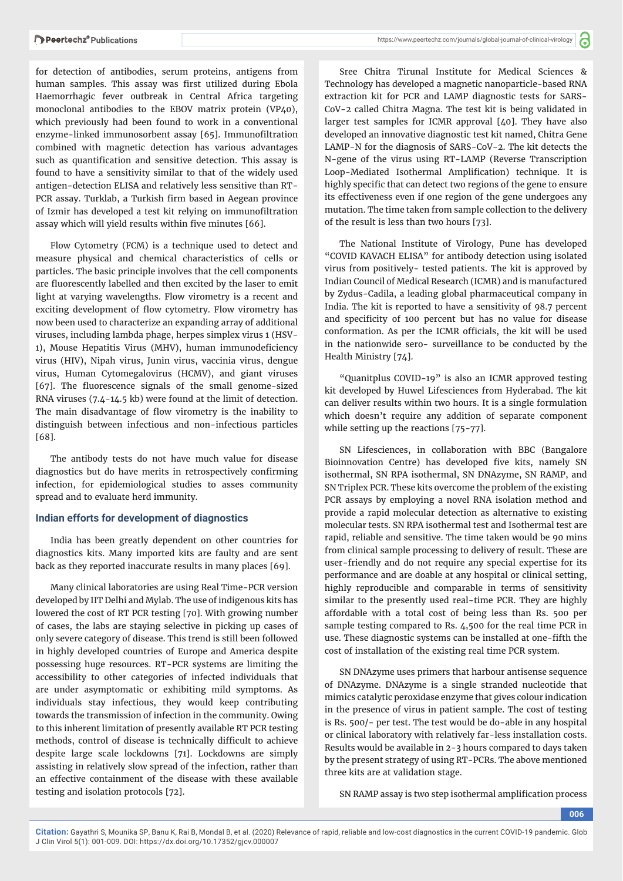for detection of antibodies, serum proteins, antigens from human samples. This assay was first utilized during Ebola Haemorrhagic fever outbreak in Central Africa targeting monoclonal antibodies to the EBOV matrix protein (VP40), which previously had been found to work in a conventional enzyme-linked immunosorbent assay [65]. Immunofiltration combined with magnetic detection has various advantages such as quantification and sensitive detection. This assay is found to have a sensitivity similar to that of the widely used antigen-detection ELISA and relatively less sensitive than RT-PCR assay. Turklab, a Turkish firm based in Aegean province of Izmir has developed a test kit relying on immunofiltration assay which will yield results within five minutes [66].

Flow Cytometry (FCM) is a technique used to detect and measure physical and chemical characteristics of cells or particles. The basic principle involves that the cell components are fluorescently labelled and then excited by the laser to emit light at varying wavelengths. Flow virometry is a recent and exciting development of flow cytometry. Flow virometry has now been used to characterize an expanding array of additional viruses, including lambda phage, herpes simplex virus 1 (HSV-1), Mouse Hepatitis Virus (MHV), human immunodeficiency virus (HIV), Nipah virus, Junin virus, vaccinia virus, dengue virus, Human Cytomegalovirus (HCMV), and giant viruses [67]. The fluorescence signals of the small genome-sized RNA viruses (7.4-14.5 kb) were found at the limit of detection. The main disadvantage of flow virometry is the inability to distinguish between infectious and non-infectious particles [68].

The antibody tests do not have much value for disease diagnostics but do have merits in retrospectively confirming infection, for epidemiological studies to asses community spread and to evaluate herd immunity.

## Indian efforts for development of diagnostics

India has been greatly dependent on other countries for diagnostics kits. Many imported kits are faulty and are sent back as they reported inaccurate results in many places [69].

Many clinical laboratories are using Real Time-PCR version developed by IIT Delhi and Mylab. The use of indigenous kits has lowered the cost of RT PCR testing [70]. With growing number of cases, the labs are staying selective in picking up cases of only severe category of disease. This trend is still been followed in highly developed countries of Europe and America despite possessing huge resources. RT-PCR systems are limiting the accessibility to other categories of infected individuals that are under asymptomatic or exhibiting mild symptoms. As individuals stay infectious, they would keep contributing towards the transmission of infection in the community. Owing to this inherent limitation of presently available RT PCR testing methods, control of disease is technically difficult to achieve despite large scale lockdowns [71]. Lockdowns are simply assisting in relatively slow spread of the infection, rather than an effective containment of the disease with these available testing and isolation protocols [72].

Sree Chitra Tirunal Institute for Medical Sciences & Technology has developed a magnetic nanoparticle-based RNA extraction kit for PCR and LAMP diagnostic tests for SARS-CoV-2 called Chitra Magna. The test kit is being validated in larger test samples for ICMR approval [40]. They have also developed an innovative diagnostic test kit named, Chitra Gene LAMP-N for the diagnosis of SARS-CoV-2. The kit detects the N-gene of the virus using RT-LAMP (Reverse Transcription Loop-Mediated Isothermal Amplification) technique. It is highly specific that can detect two regions of the gene to ensure its effectiveness even if one region of the gene undergoes any mutation. The time taken from sample collection to the delivery of the result is less than two hours [73].

The National Institute of Virology, Pune has developed "COVID KAVACH ELISA" for antibody detection using isolated virus from positively- tested patients. The kit is approved by Indian Council of Medical Research (ICMR) and is manufactured by Zydus-Cadila, a leading global pharmaceutical company in India. The kit is reported to have a sensitivity of 98.7 percent and specificity of 100 percent but has no value for disease conformation. As per the ICMR officials, the kit will be used in the nationwide sero- surveillance to be conducted by the Health Ministry [74].

"Quanitplus COVID-19" is also an ICMR approved testing kit developed by Huwel Lifesciences from Hyderabad. The kit can deliver results within two hours. It is a single formulation which doesn't require any addition of separate component while setting up the reactions [75-77].

SN Lifesciences, in collaboration with BBC (Bangalore Bioinnovation Centre) has developed five kits, namely SN isothermal, SN RPA isothermal, SN DNAzyme, SN RAMP, and SN Triplex PCR. These kits overcome the problem of the existing PCR assays by employing a novel RNA isolation method and provide a rapid molecular detection as alternative to existing molecular tests. SN RPA isothermal test and Isothermal test are rapid, reliable and sensitive. The time taken would be 90 mins from clinical sample processing to delivery of result. These are user-friendly and do not require any special expertise for its performance and are doable at any hospital or clinical setting, highly reproducible and comparable in terms of sensitivity similar to the presently used real-time PCR. They are highly affordable with a total cost of being less than Rs. 500 per sample testing compared to Rs. 4,500 for the real time PCR in use. These diagnostic systems can be installed at one-fifth the cost of installation of the existing real time PCR system.

SN DNAzyme uses primers that harbour antisense sequence of DNAzyme. DNAzyme is a single stranded nucleotide that mimics catalytic peroxidase enzyme that gives colour indication in the presence of virus in patient sample. The cost of testing is Rs. 500/- per test. The test would be do-able in any hospital or clinical laboratory with relatively far-less installation costs. Results would be available in 2-3 hours compared to days taken by the present strategy of using RT-PCRs. The above mentioned three kits are at validation stage.

SN RAMP assay is two step isothermal amplification process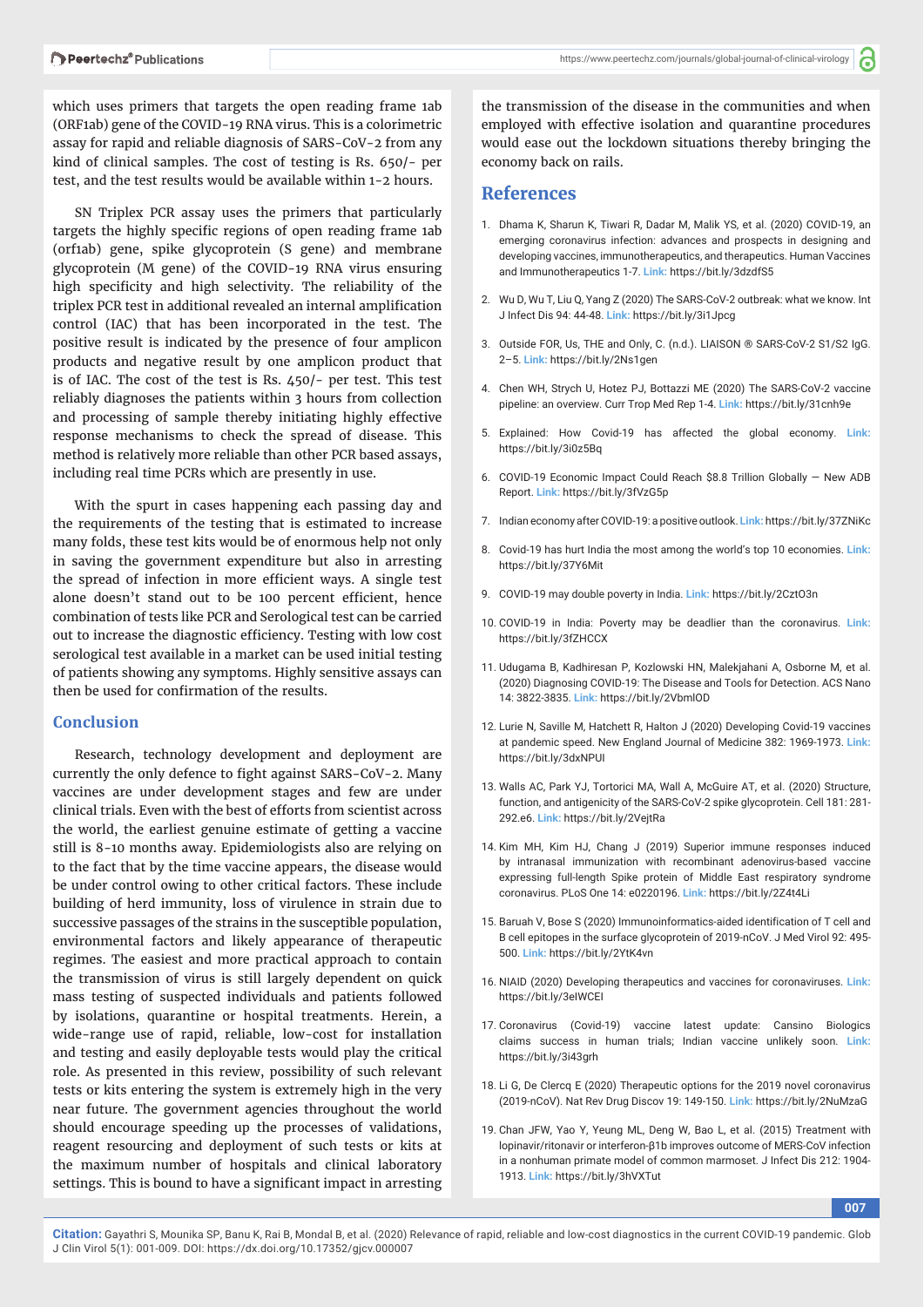which uses primers that targets the open reading frame 1ab (ORF1ab) gene of the COVID-19 RNA virus. This is a colorimetric assay for rapid and reliable diagnosis of SARS-CoV-2 from any kind of clinical samples. The cost of testing is Rs. 650/- per test, and the test results would be available within 1-2 hours.

SN Triplex PCR assay uses the primers that particularly targets the highly specific regions of open reading frame 1ab (orf1ab) gene, spike glycoprotein (S gene) and membrane glycoprotein (M gene) of the COVID-19 RNA virus ensuring high specificity and high selectivity. The reliability of the triplex PCR test in additional revealed an internal amplification control (IAC) that has been incorporated in the test. The positive result is indicated by the presence of four amplicon products and negative result by one amplicon product that is of IAC. The cost of the test is Rs. 450/- per test. This test reliably diagnoses the patients within 3 hours from collection and processing of sample thereby initiating highly effective response mechanisms to check the spread of disease. This method is relatively more reliable than other PCR based assays, including real time PCRs which are presently in use.

With the spurt in cases happening each passing day and the requirements of the testing that is estimated to increase many folds, these test kits would be of enormous help not only in saving the government expenditure but also in arresting the spread of infection in more efficient ways. A single test alone doesn't stand out to be 100 percent efficient, hence combination of tests like PCR and Serological test can be carried out to increase the diagnostic efficiency. Testing with low cost serological test available in a market can be used initial testing of patients showing any symptoms. Highly sensitive assays can then be used for confirmation of the results.

## Conclusion

Research, technology development and deployment are currently the only defence to fight against SARS-CoV-2. Many vaccines are under development stages and few are under clinical trials. Even with the best of efforts from scientist across the world, the earliest genuine estimate of getting a vaccine still is 8-10 months away. Epidemiologists also are relying on to the fact that by the time vaccine appears, the disease would be under control owing to other critical factors. These include building of herd immunity, loss of virulence in strain due to successive passages of the strains in the susceptible population, environmental factors and likely appearance of therapeutic regimes. The easiest and more practical approach to contain the transmission of virus is still largely dependent on quick mass testing of suspected individuals and patients followed by isolations, quarantine or hospital treatments. Herein, a wide-range use of rapid, reliable, low-cost for installation and testing and easily deployable tests would play the critical role. As presented in this review, possibility of such relevant tests or kits entering the system is extremely high in the very near future. The government agencies throughout the world should encourage speeding up the processes of validations, reagent resourcing and deployment of such tests or kits at the maximum number of hospitals and clinical laboratory settings. This is bound to have a significant impact in arresting the transmission of the disease in the communities and when employed with effective isolation and quarantine procedures would ease out the lockdown situations thereby bringing the economy back on rails.

## References

1. Dhama K, Sharun K, Tiwari R, Dadar M, Malik YS, et al. (2020) COVID-19, an emerging coronavirus infection: advances and prospects in designing and developing vaccines, immunotherapeutics, and therapeutics. Human Vaccines and Immunotherapeutics 1-7. **Link:** https://bit.ly/3dzdfS5
2. Wu D, Wu T, Liu Q, Yang Z (2020) The SARS-CoV-2 outbreak: what we know. Int J Infect Dis 94: 44-48. **Link:** https://bit.ly/3i1Jpcg
3. Outside FOR, Us, THE and Only, C. (n.d.). LIAISON ® SARS-CoV-2 S1/S2 IgG. 2–5. **Link:** https://bit.ly/2Ns1gen
4. Chen WH, Strych U, Hotez PJ, Bottazzi ME (2020) The SARS-CoV-2 vaccine pipeline: an overview. Curr Trop Med Rep 1-4. **Link:** https://bit.ly/31cnh9e
5. Explained: How Covid-19 has affected the global economy. **Link:** https://bit.ly/3i0z5Bq
6. COVID-19 Economic Impact Could Reach $8.8 Trillion Globally — New ADB Report. **Link:** https://bit.ly/3fVzG5p
7. Indian economy after COVID-19: a positive outlook. **Link:** https://bit.ly/37ZNiKc
8. Covid-19 has hurt India the most among the world's top 10 economies. **Link:** https://bit.ly/37Y6Mit
9. COVID-19 may double poverty in India. **Link:** https://bit.ly/2CztO3n
10. COVID-19 in India: Poverty may be deadlier than the coronavirus. **Link:** https://bit.ly/3fZHCCX
11. Udugama B, Kadhiresan P, Kozlowski HN, Malekjahani A, Osborne M, et al. (2020) Diagnosing COVID-19: The Disease and Tools for Detection. ACS Nano 14: 3822-3835. **Link:** https://bit.ly/2VbmlOD
12. Lurie N, Saville M, Hatchett R, Halton J (2020) Developing Covid-19 vaccines at pandemic speed. New England Journal of Medicine 382: 1969-1973. **Link:** https://bit.ly/3dxNPUI
13. Walls AC, Park YJ, Tortorici MA, Wall A, McGuire AT, et al. (2020) Structure, function, and antigenicity of the SARS-CoV-2 spike glycoprotein. Cell 181: 281-292.e6. **Link:** https://bit.ly/2VejtRa
14. Kim MH, Kim HJ, Chang J (2019) Superior immune responses induced by intranasal immunization with recombinant adenovirus-based vaccine expressing full-length Spike protein of Middle East respiratory syndrome coronavirus. PLoS One 14: e0220196. **Link:** https://bit.ly/2Z4t4Li
15. Baruah V, Bose S (2020) Immunoinformatics-aided identification of T cell and B cell epitopes in the surface glycoprotein of 2019-nCoV. J Med Virol 92: 495-500. **Link:** https://bit.ly/2YtK4vn
16. NIAID (2020) Developing therapeutics and vaccines for coronaviruses. **Link:** https://bit.ly/3elWCEI
17. Coronavirus (Covid-19) vaccine latest update: Cansino Biologics claims success in human trials; Indian vaccine unlikely soon. **Link:** https://bit.ly/3i43grh
18. Li G, De Clercq E (2020) Therapeutic options for the 2019 novel coronavirus (2019-nCoV). Nat Rev Drug Discov 19: 149-150. **Link:** https://bit.ly/2NuMzaG
19. Chan JFW, Yao Y, Yeung ML, Deng W, Bao L, et al. (2015) Treatment with lopinavir/ritonavir or interferon-β1b improves outcome of MERS-CoV infection in a nonhuman primate model of common marmoset. J Infect Dis 212: 1904-1913. **Link:** https://bit.ly/3hVXTut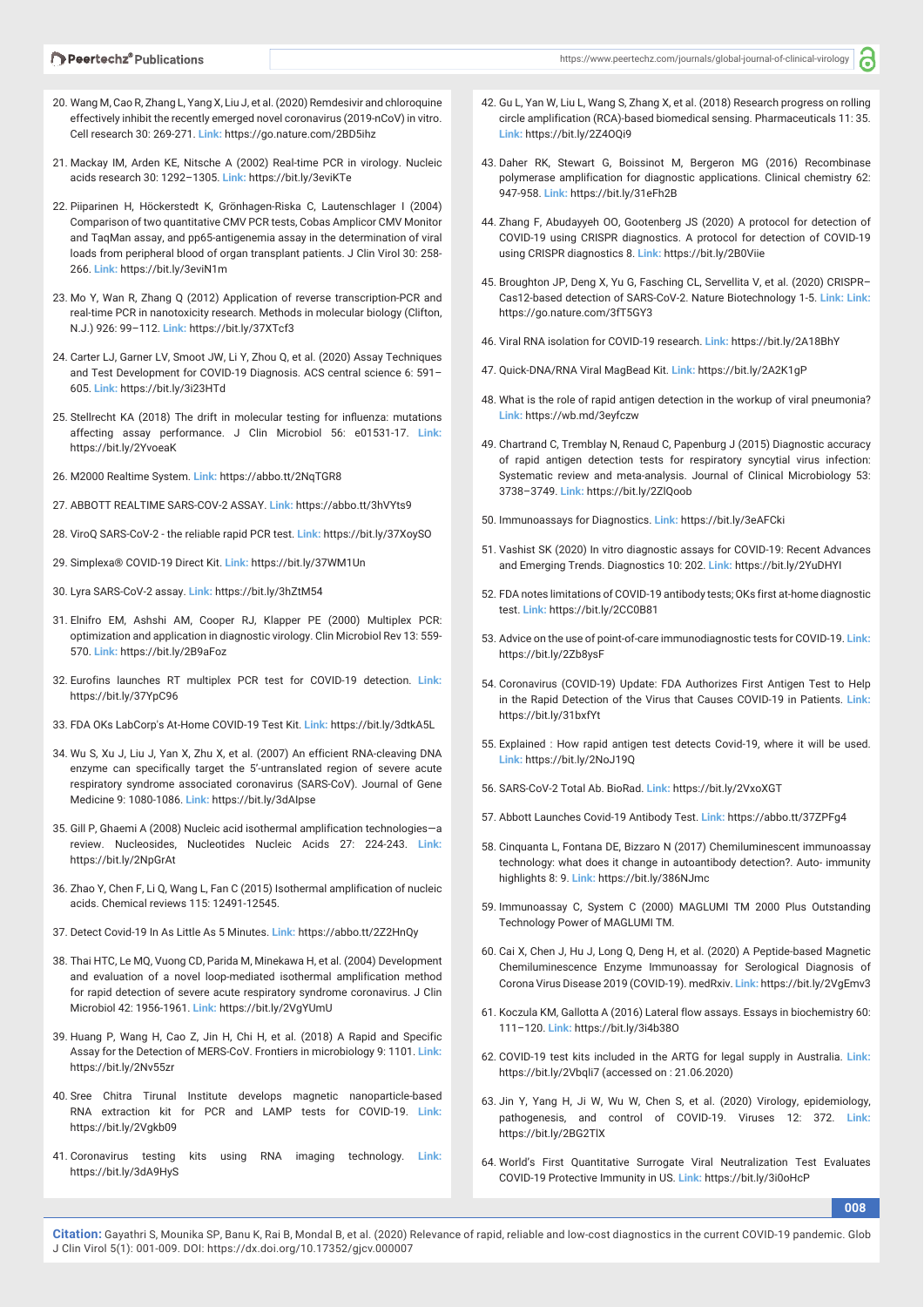20. Wang M, Cao R, Zhang L, Yang X, Liu J, et al. (2020) Remdesivir and chloroquine effectively inhibit the recently emerged novel coronavirus (2019-nCoV) in vitro. Cell research 30: 269-271. **Link:** https://go.nature.com/2BD5ihz

21. Mackay IM, Arden KE, Nitsche A (2002) Real-time PCR in virology. Nucleic acids research 30: 1292–1305. **Link:** https://bit.ly/3eviKTe

22. Piiparinen H, Höckerstedt K, Grönhagen-Riska C, Lautenschlager I (2004) Comparison of two quantitative CMV PCR tests, Cobas Amplicor CMV Monitor and TaqMan assay, and pp65-antigenemia assay in the determination of viral loads from peripheral blood of organ transplant patients. J Clin Virol 30: 258-266. **Link:** https://bit.ly/3eviN1m

23. Mo Y, Wan R, Zhang Q (2012) Application of reverse transcription-PCR and real-time PCR in nanotoxicity research. Methods in molecular biology (Clifton, N.J.) 926: 99–112. **Link:** https://bit.ly/37XTcf3

24. Carter LJ, Garner LV, Smoot JW, Li Y, Zhou Q, et al. (2020) Assay Techniques and Test Development for COVID-19 Diagnosis. ACS central science 6: 591–605. **Link:** https://bit.ly/3i23HTd

25. Stellrecht KA (2018) The drift in molecular testing for influenza: mutations affecting assay performance. J Clin Microbiol 56: e01531-17. **Link:** https://bit.ly/2YvoeaK

26. M2000 Realtime System. **Link:** https://abbo.tt/2NqTGR8

27. ABBOTT REALTIME SARS-COV-2 ASSAY. **Link:** https://abbo.tt/3hVYts9

28. ViroQ SARS-CoV-2 - the reliable rapid PCR test. **Link:** https://bit.ly/37XoySO

29. Simplexa® COVID-19 Direct Kit. **Link:** https://bit.ly/37WM1Un

30. Lyra SARS-CoV-2 assay. **Link:** https://bit.ly/3hZtM54

31. Elnifro EM, Ashshi AM, Cooper RJ, Klapper PE (2000) Multiplex PCR: optimization and application in diagnostic virology. Clin Microbiol Rev 13: 559-570. **Link:** https://bit.ly/2B9aFoz

32. Eurofins launches RT multiplex PCR test for COVID-19 detection. **Link:** https://bit.ly/37YpC96

33. FDA OKs LabCorp's At-Home COVID-19 Test Kit. **Link:** https://bit.ly/3dtkA5L

34. Wu S, Xu J, Liu J, Yan X, Zhu X, et al. (2007) An efficient RNA-cleaving DNA enzyme can specifically target the 5'-untranslated region of severe acute respiratory syndrome associated coronavirus (SARS-CoV). Journal of Gene Medicine 9: 1080-1086. **Link:** https://bit.ly/3dAlpse

35. Gill P, Ghaemi A (2008) Nucleic acid isothermal amplification technologies—a review. Nucleosides, Nucleotides Nucleic Acids 27: 224-243. **Link:** https://bit.ly/2NpGrAt

36. Zhao Y, Chen F, Li Q, Wang L, Fan C (2015) Isothermal amplification of nucleic acids. Chemical reviews 115: 12491-12545.

37. Detect Covid-19 In As Little As 5 Minutes. **Link:** https://abbo.tt/2Z2HnQy

38. Thai HTC, Le MQ, Vuong CD, Parida M, Minekawa H, et al. (2004) Development and evaluation of a novel loop-mediated isothermal amplification method for rapid detection of severe acute respiratory syndrome coronavirus. J Clin Microbiol 42: 1956-1961. **Link:** https://bit.ly/2VgYUmU

39. Huang P, Wang H, Cao Z, Jin H, Chi H, et al. (2018) A Rapid and Specific Assay for the Detection of MERS-CoV. Frontiers in microbiology 9: 1101. **Link:** https://bit.ly/2Nv55zr

40. Sree Chitra Tirunal Institute develops magnetic nanoparticle-based RNA extraction kit for PCR and LAMP tests for COVID-19. **Link:** https://bit.ly/2Vgkb09

41. Coronavirus testing kits using RNA imaging technology. **Link:** https://bit.ly/3dA9HyS

42. Gu L, Yan W, Liu L, Wang S, Zhang X, et al. (2018) Research progress on rolling circle amplification (RCA)-based biomedical sensing. Pharmaceuticals 11: 35. **Link:** https://bit.ly/2Z4OQi9

43. Daher RK, Stewart G, Boissinot M, Bergeron MG (2016) Recombinase polymerase amplification for diagnostic applications. Clinical chemistry 62: 947-958. **Link:** https://bit.ly/31eFh2B

44. Zhang F, Abudayyeh OO, Gootenberg JS (2020) A protocol for detection of COVID-19 using CRISPR diagnostics. A protocol for detection of COVID-19 using CRISPR diagnostics 8. **Link:** https://bit.ly/2B0Viie

45. Broughton JP, Deng X, Yu G, Fasching CL, Servellita V, et al. (2020) CRISPR–Cas12-based detection of SARS-CoV-2. Nature Biotechnology 1-5. **Link:** **Link:** https://go.nature.com/3fT5GY3

46. Viral RNA isolation for COVID-19 research. **Link:** https://bit.ly/2A18BhY

47. Quick-DNA/RNA Viral MagBead Kit. **Link:** https://bit.ly/2A2K1gP

48. What is the role of rapid antigen detection in the workup of viral pneumonia? **Link:** https://wb.md/3eyfczw

49. Chartrand C, Tremblay N, Renaud C, Papenburg J (2015) Diagnostic accuracy of rapid antigen detection tests for respiratory syncytial virus infection: Systematic review and meta-analysis. Journal of Clinical Microbiology 53: 3738–3749. **Link:** https://bit.ly/2ZlQoob

50. Immunoassays for Diagnostics. **Link:** https://bit.ly/3eAFCki

51. Vashist SK (2020) In vitro diagnostic assays for COVID-19: Recent Advances and Emerging Trends. Diagnostics 10: 202. **Link:** https://bit.ly/2YuDHYI

52. FDA notes limitations of COVID-19 antibody tests; OKs first at-home diagnostic test. **Link:** https://bit.ly/2CC0B81

53. Advice on the use of point-of-care immunodiagnostic tests for COVID-19. **Link:** https://bit.ly/2Zb8ysF

54. Coronavirus (COVID-19) Update: FDA Authorizes First Antigen Test to Help in the Rapid Detection of the Virus that Causes COVID-19 in Patients. **Link:** https://bit.ly/31bxfYt

55. Explained : How rapid antigen test detects Covid-19, where it will be used. **Link:** https://bit.ly/2NoJ19Q

56. SARS-CoV-2 Total Ab. BioRad. **Link:** https://bit.ly/2VxoXGT

57. Abbott Launches Covid-19 Antibody Test. **Link:** https://abbo.tt/37ZPFg4

58. Cinquanta L, Fontana DE, Bizzaro N (2017) Chemiluminescent immunoassay technology: what does it change in autoantibody detection?. Auto- immunity highlights 8: 9. **Link:** https://bit.ly/386NJmc

59. Immunoassay C, System C (2000) MAGLUMI TM 2000 Plus Outstanding Technology Power of MAGLUMI TM.

60. Cai X, Chen J, Hu J, Long Q, Deng H, et al. (2020) A Peptide-based Magnetic Chemiluminescence Enzyme Immunoassay for Serological Diagnosis of Corona Virus Disease 2019 (COVID-19). medRxiv. **Link:** https://bit.ly/2VgEmv3

61. Koczula KM, Gallotta A (2016) Lateral flow assays. Essays in biochemistry 60: 111–120. **Link:** https://bit.ly/3i4b38O

62. COVID-19 test kits included in the ARTG for legal supply in Australia. **Link:** https://bit.ly/2Vbqli7 (accessed on : 21.06.2020)

63. Jin Y, Yang H, Ji W, Wu W, Chen S, et al. (2020) Virology, epidemiology, pathogenesis, and control of COVID-19. Viruses 12: 372. **Link:** https://bit.ly/2BG2TlX

64. World's First Quantitative Surrogate Viral Neutralization Test Evaluates COVID-19 Protective Immunity in US. **Link:** https://bit.ly/3i0oHcP

**Citation:** Gayathri S, Mounika SP, Banu K, Rai B, Mondal B, et al. (2020) Relevance of rapid, reliable and low-cost diagnostics in the current COVID-19 pandemic. Glob J Clin Virol 5(1): 001-009. DOI: https://dx.doi.org/10.17352/gjcv.000007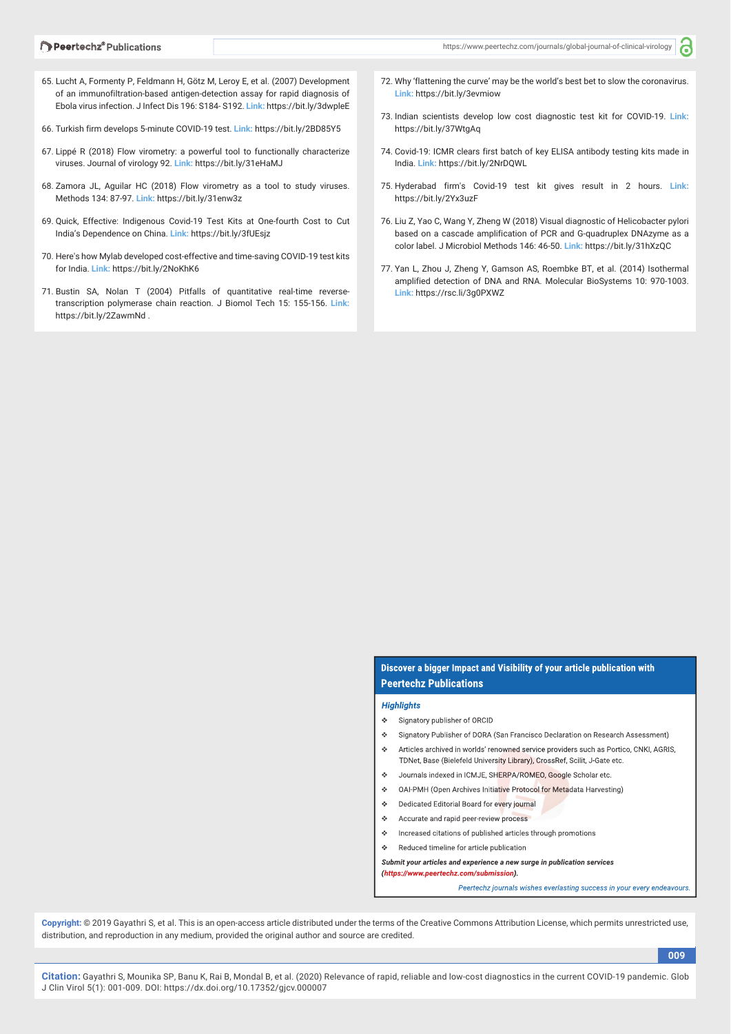65. Lucht A, Formenty P, Feldmann H, Götz M, Leroy E, et al. (2007) Development of an immunofiltration-based antigen-detection assay for rapid diagnosis of Ebola virus infection. J Infect Dis 196: S184- S192. **Link:** https://bit.ly/3dwpleE

66. Turkish firm develops 5-minute COVID-19 test. **Link:** https://bit.ly/2BD85Y5

67. Lippé R (2018) Flow virometry: a powerful tool to functionally characterize viruses. Journal of virology 92. **Link:** https://bit.ly/31eHaMJ

68. Zamora JL, Aguilar HC (2018) Flow virometry as a tool to study viruses. Methods 134: 87-97. **Link:** https://bit.ly/31enw3z

69. Quick, Effective: Indigenous Covid-19 Test Kits at One-fourth Cost to Cut India's Dependence on China. **Link:** https://bit.ly/3fUEsjz

70. Here's how Mylab developed cost-effective and time-saving COVID-19 test kits for India. **Link:** https://bit.ly/2NoKhK6

71. Bustin SA, Nolan T (2004) Pitfalls of quantitative real-time reverse-transcription polymerase chain reaction. J Biomol Tech 15: 155-156. **Link:** https://bit.ly/2ZawmNd .

72. Why 'flattening the curve' may be the world's best bet to slow the coronavirus. **Link:** https://bit.ly/3evmiow

73. Indian scientists develop low cost diagnostic test kit for COVID-19. **Link:** https://bit.ly/37WtgAq

74. Covid-19: ICMR clears first batch of key ELISA antibody testing kits made in India. **Link:** https://bit.ly/2NrDQWL

75. Hyderabad firm's Covid-19 test kit gives result in 2 hours. **Link:** https://bit.ly/2Yx3uzF

76. Liu Z, Yao C, Wang Y, Zheng W (2018) Visual diagnostic of Helicobacter pylori based on a cascade amplification of PCR and G-quadruplex DNAzyme as a color label. J Microbiol Methods 146: 46-50. **Link:** https://bit.ly/31hXzQC

77. Yan L, Zhou J, Zheng Y, Gamson AS, Roembke BT, et al. (2014) Isothermal amplified detection of DNA and RNA. Molecular BioSystems 10: 970-1003. **Link:** https://rsc.li/3g0PXWZ

**Discover a bigger Impact and Visibility of your article publication with Peertechz Publications**

***Highlights***

- Signatory publisher of ORCID
- Signatory Publisher of DORA (San Francisco Declaration on Research Assessment)
- Articles archived in worlds' renowned service providers such as Portico, CNKI, AGRIS, TDNet, Base (Bielefeld University Library), CrossRef, Scilit, J-Gate etc.
- Journals indexed in ICMJE, SHERPA/ROMEO, Google Scholar etc.
- OAI-PMH (Open Archives Initiative Protocol for Metadata Harvesting)
- Dedicated Editorial Board for every journal
- Accurate and rapid peer-review process
- Increased citations of published articles through promotions
- Reduced timeline for article publication

***Submit your articles and experience a new surge in publication services (https://www.peertechz.com/submission).***

*Peertechz journals wishes everlasting success in your every endeavours.*

**Copyright:** © 2019 Gayathri S, et al. This is an open-access article distributed under the terms of the Creative Commons Attribution License, which permits unrestricted use, distribution, and reproduction in any medium, provided the original author and source are credited.